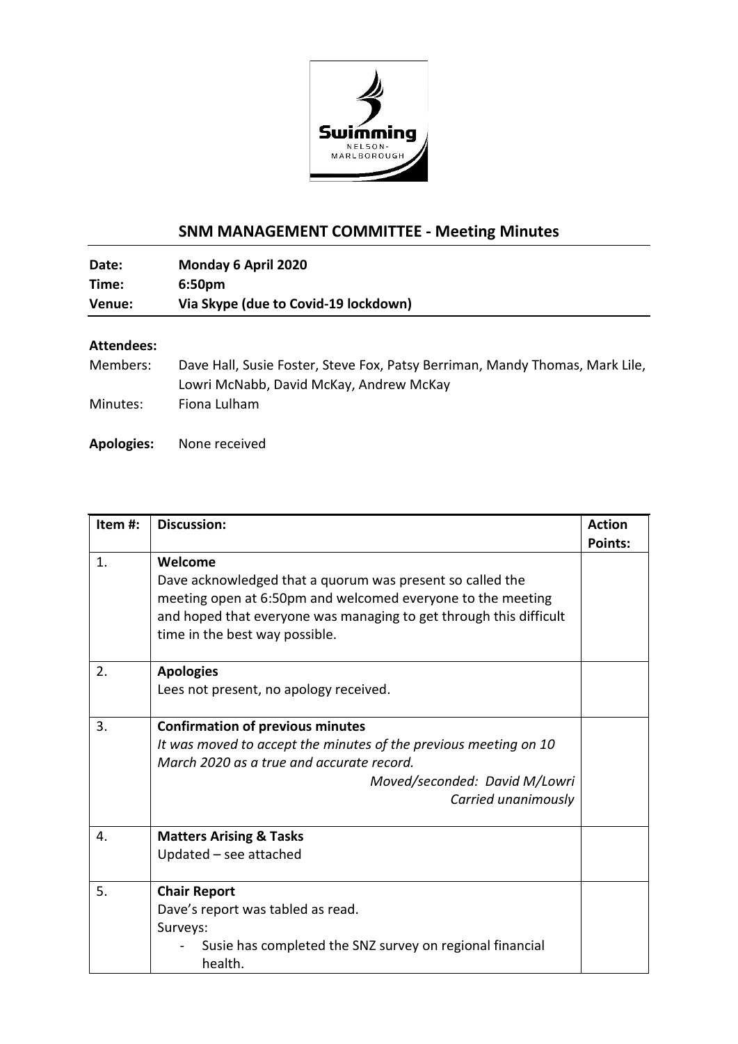## SNM MANAGEMENT COMMITTEE - Meeting Minutes

**Date:** Monday 6 April 2020
**Time:** 6:50pm
**Venue:** Via Skype (due to Covid-19 lockdown)

**Attendees:**

Members: Dave Hall, Susie Foster, Steve Fox, Patsy Berriman, Mandy Thomas, Mark Lile, Lowri McNabb, David McKay, Andrew McKay

Minutes: Fiona Lulham

**Apologies:** None received

| Item #: | Discussion: | Action Points: |
|---|---|---|
| 1. | **Welcome**<br>Dave acknowledged that a quorum was present so called the meeting open at 6:50pm and welcomed everyone to the meeting and hoped that everyone was managing to get through this difficult time in the best way possible. | |
| 2. | **Apologies**<br>Lees not present, no apology received. | |
| 3. | **Confirmation of previous minutes**<br>*It was moved to accept the minutes of the previous meeting on 10 March 2020 as a true and accurate record.*<br>*Moved/seconded: David M/Lowri*<br>*Carried unanimously* | |
| 4. | **Matters Arising & Tasks**<br>Updated – see attached | |
| 5. | **Chair Report**<br>Dave's report was tabled as read.<br>Surveys:<br>- Susie has completed the SNZ survey on regional financial health. | |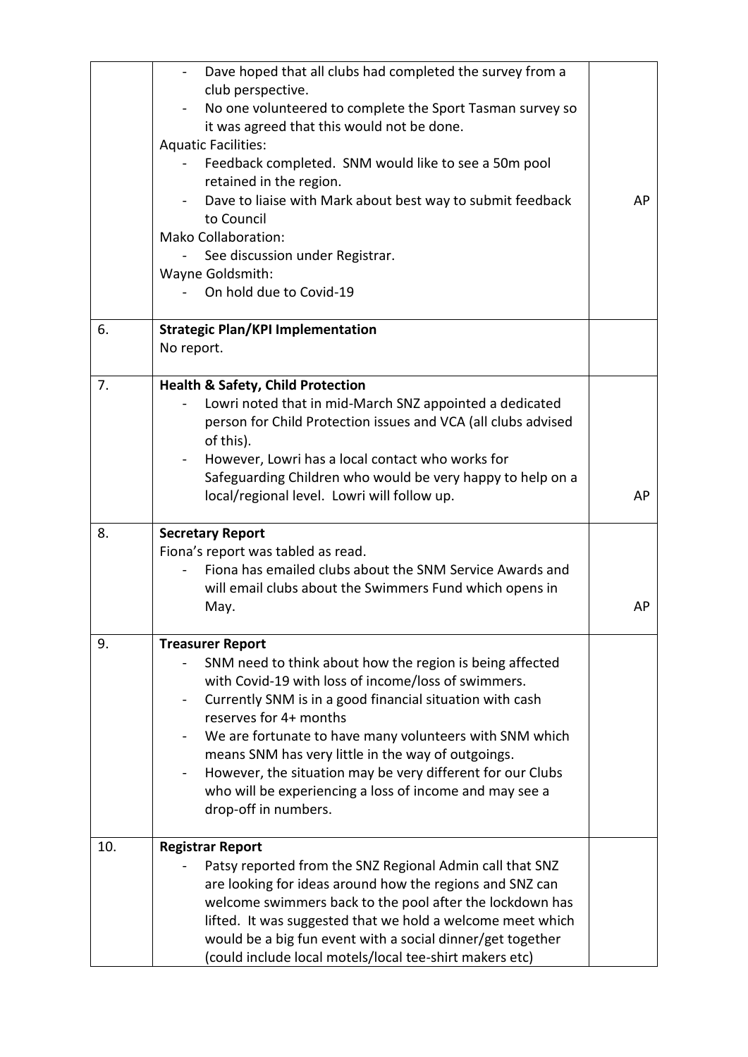| | | |
|---|---|---|
| | - Dave hoped that all clubs had completed the survey from a club perspective.<br>- No one volunteered to complete the Sport Tasman survey so it was agreed that this would not be done.<br>Aquatic Facilities:<br>- Feedback completed. SNM would like to see a 50m pool retained in the region.<br>- Dave to liaise with Mark about best way to submit feedback to Council<br>Mako Collaboration:<br>- See discussion under Registrar.<br>Wayne Goldsmith:<br>- On hold due to Covid-19 | AP |
| 6. | **Strategic Plan/KPI Implementation**<br>No report. | |
| 7. | **Health & Safety, Child Protection**<br>- Lowri noted that in mid-March SNZ appointed a dedicated person for Child Protection issues and VCA (all clubs advised of this).<br>- However, Lowri has a local contact who works for Safeguarding Children who would be very happy to help on a local/regional level. Lowri will follow up. | AP |
| 8. | **Secretary Report**<br>Fiona's report was tabled as read.<br>- Fiona has emailed clubs about the SNM Service Awards and will email clubs about the Swimmers Fund which opens in May. | AP |
| 9. | **Treasurer Report**<br>- SNM need to think about how the region is being affected with Covid-19 with loss of income/loss of swimmers.<br>- Currently SNM is in a good financial situation with cash reserves for 4+ months<br>- We are fortunate to have many volunteers with SNM which means SNM has very little in the way of outgoings.<br>- However, the situation may be very different for our Clubs who will be experiencing a loss of income and may see a drop-off in numbers. | |
| 10. | **Registrar Report**<br>- Patsy reported from the SNZ Regional Admin call that SNZ are looking for ideas around how the regions and SNZ can welcome swimmers back to the pool after the lockdown has lifted. It was suggested that we hold a welcome meet which would be a big fun event with a social dinner/get together (could include local motels/local tee-shirt makers etc) | |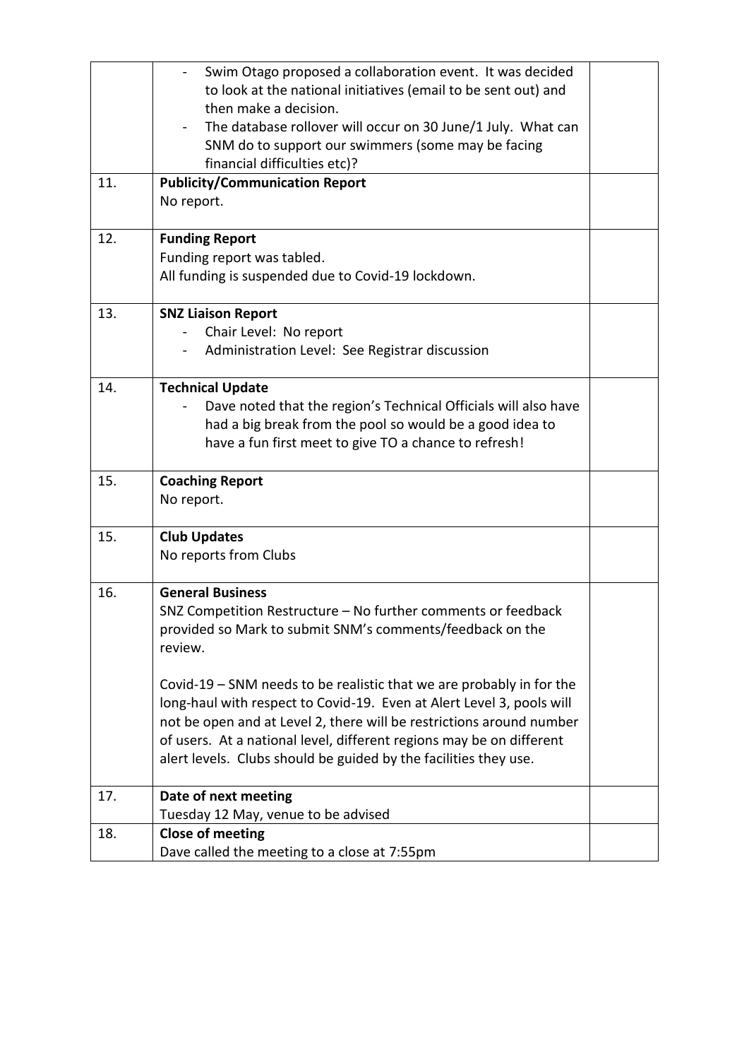| | | |
|---|---|---|
| | - Swim Otago proposed a collaboration event. It was decided to look at the national initiatives (email to be sent out) and then make a decision.<br>- The database rollover will occur on 30 June/1 July. What can SNM do to support our swimmers (some may be facing financial difficulties etc)? | |
| 11. | **Publicity/Communication Report**<br>No report. | |
| 12. | **Funding Report**<br>Funding report was tabled.<br>All funding is suspended due to Covid-19 lockdown. | |
| 13. | **SNZ Liaison Report**<br>- Chair Level: No report<br>- Administration Level: See Registrar discussion | |
| 14. | **Technical Update**<br>- Dave noted that the region's Technical Officials will also have had a big break from the pool so would be a good idea to have a fun first meet to give TO a chance to refresh! | |
| 15. | **Coaching Report**<br>No report. | |
| 15. | **Club Updates**<br>No reports from Clubs | |
| 16. | **General Business**<br>SNZ Competition Restructure – No further comments or feedback provided so Mark to submit SNM's comments/feedback on the review.<br><br>Covid-19 – SNM needs to be realistic that we are probably in for the long-haul with respect to Covid-19. Even at Alert Level 3, pools will not be open and at Level 2, there will be restrictions around number of users. At a national level, different regions may be on different alert levels. Clubs should be guided by the facilities they use. | |
| 17. | **Date of next meeting**<br>Tuesday 12 May, venue to be advised | |
| 18. | **Close of meeting**<br>Dave called the meeting to a close at 7:55pm | |